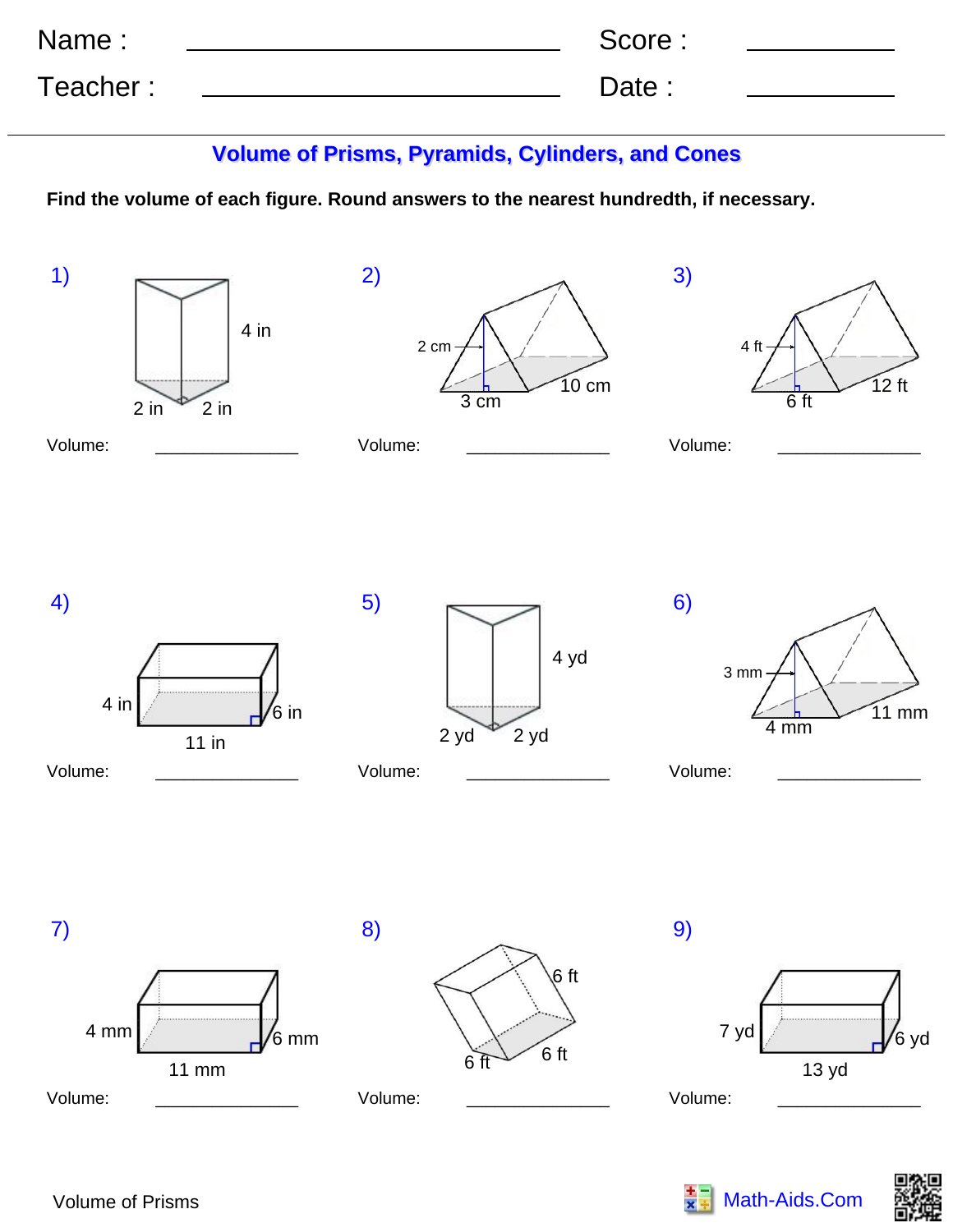Name : ______________________________ Score : ___________

Teacher : ____________________________ Date : ___________

## Volume of Prisms, Pyramids, Cylinders, and Cones

**Find the volume of each figure. Round answers to the nearest hundredth, if necessary.**

1) 4 in, 2 in, 2 in

Volume: _______________

2) 2 cm, 3 cm, 10 cm

Volume: _______________

3) 4 ft, 6 ft, 12 ft

Volume: _______________

4) 4 in, 6 in, 11 in

Volume: _______________

5) 4 yd, 2 yd, 2 yd

Volume: _______________

6) 3 mm, 4 mm, 11 mm

Volume: _______________

7) 4 mm, 6 mm, 11 mm

Volume: _______________

8) 6 ft, 6 ft, 6 ft

Volume: _______________

9) 7 yd, 6 yd, 13 yd

Volume: _______________

Volume of Prisms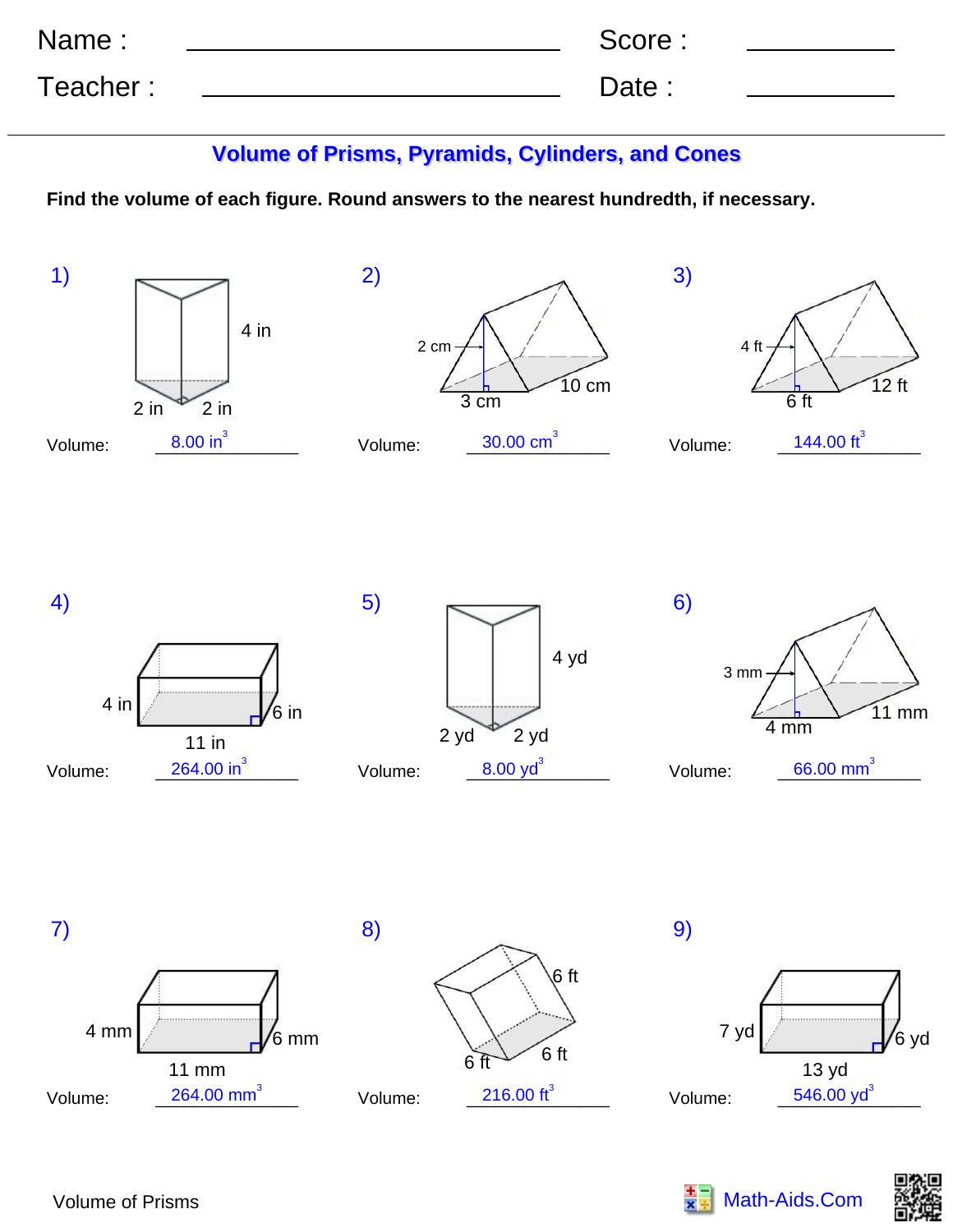Name : ______________________ Score : ___________

Teacher : ______________________ Date : ___________

## Volume of Prisms, Pyramids, Cylinders, and Cones

**Find the volume of each figure. Round answers to the nearest hundredth, if necessary.**

1) 4 in, 2 in, 2 in

Volume: 8.00 $in^3$

2) 2 cm, 3 cm, 10 cm

Volume: 30.00 $cm^3$

3) 4 ft, 6 ft, 12 ft

Volume: 144.00 $ft^3$

4) 4 in, 11 in, 6 in

Volume: 264.00 $in^3$

5) 4 yd, 2 yd, 2 yd

Volume: 8.00 $yd^3$

6) 3 mm, 4 mm, 11 mm

Volume: 66.00 $mm^3$

7) 4 mm, 11 mm, 6 mm

Volume: 264.00 $mm^3$

8) 6 ft, 6 ft, 6 ft

Volume: 216.00 $ft^3$

9) 7 yd, 13 yd, 6 yd

Volume: 546.00 $yd^3$

Volume of Prisms

Math-Aids.Com